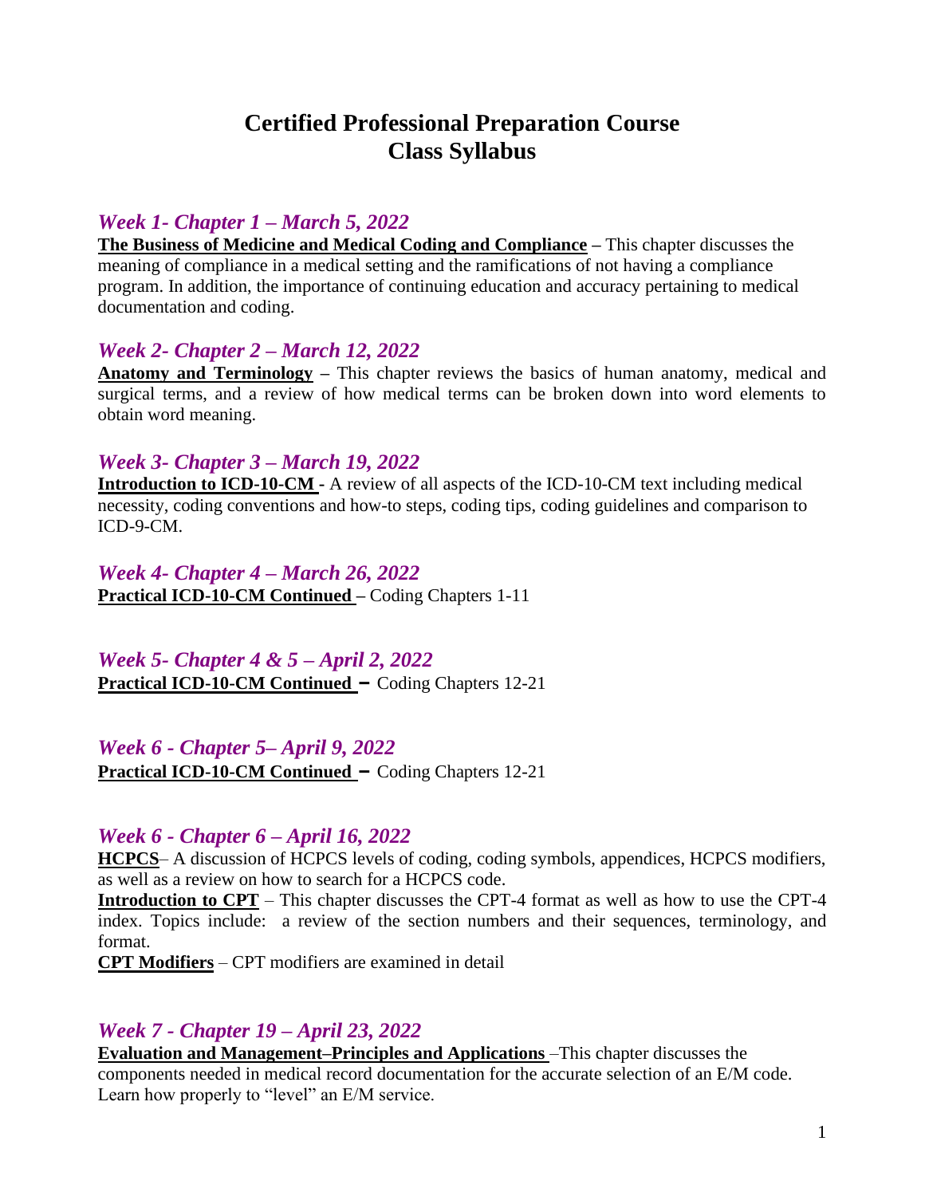# Certified Professional Preparation Course
# Class Syllabus

### *Week 1- Chapter 1 – March 5, 2022*

**The Business of Medicine and Medical Coding and Compliance** – This chapter discusses the meaning of compliance in a medical setting and the ramifications of not having a compliance program. In addition, the importance of continuing education and accuracy pertaining to medical documentation and coding.

### *Week 2- Chapter 2 – March 12, 2022*

**Anatomy and Terminology** – This chapter reviews the basics of human anatomy, medical and surgical terms, and a review of how medical terms can be broken down into word elements to obtain word meaning.

### *Week 3- Chapter 3 – March 19, 2022*

**Introduction to ICD-10-CM** - A review of all aspects of the ICD-10-CM text including medical necessity, coding conventions and how-to steps, coding tips, coding guidelines and comparison to ICD-9-CM.

### *Week 4- Chapter 4 – March 26, 2022*

**Practical ICD-10-CM Continued** – Coding Chapters 1-11

### *Week 5- Chapter 4 & 5 – April 2, 2022*

**Practical ICD-10-CM Continued** – Coding Chapters 12-21

### *Week 6 - Chapter 5– April 9, 2022*

**Practical ICD-10-CM Continued** – Coding Chapters 12-21

### *Week 6 - Chapter 6 – April 16, 2022*

**HCPCS**– A discussion of HCPCS levels of coding, coding symbols, appendices, HCPCS modifiers, as well as a review on how to search for a HCPCS code.

**Introduction to CPT** – This chapter discusses the CPT-4 format as well as how to use the CPT-4 index. Topics include: a review of the section numbers and their sequences, terminology, and format.

**CPT Modifiers** – CPT modifiers are examined in detail

### *Week 7 - Chapter 19 – April 23, 2022*

**Evaluation and Management–Principles and Applications** –This chapter discusses the components needed in medical record documentation for the accurate selection of an E/M code. Learn how properly to "level" an E/M service.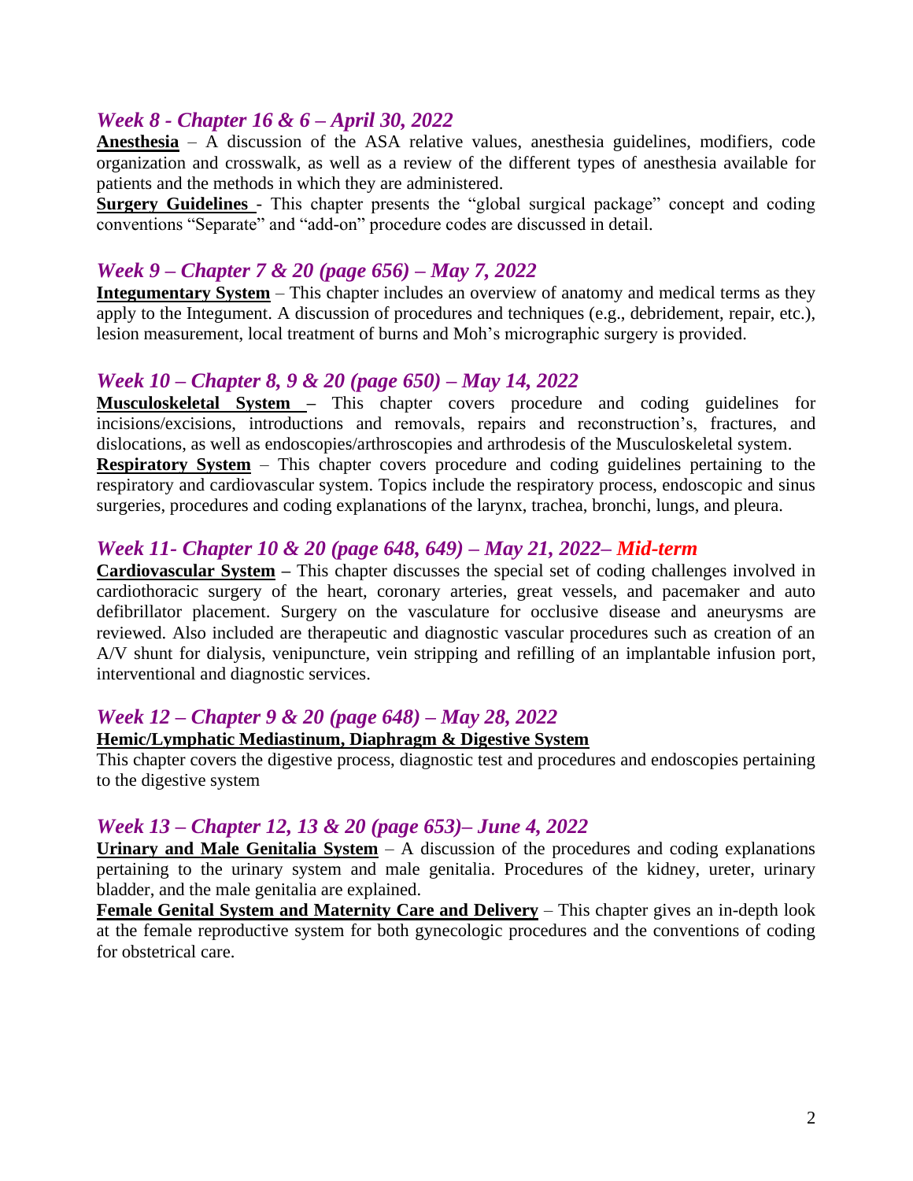### *Week 8 - Chapter 16 & 6 – April 30, 2022*

**Anesthesia** – A discussion of the ASA relative values, anesthesia guidelines, modifiers, code organization and crosswalk, as well as a review of the different types of anesthesia available for patients and the methods in which they are administered.

**Surgery Guidelines** - This chapter presents the "global surgical package" concept and coding conventions "Separate" and "add-on" procedure codes are discussed in detail.

### *Week 9 – Chapter 7 & 20 (page 656) – May 7, 2022*

**Integumentary System** – This chapter includes an overview of anatomy and medical terms as they apply to the Integument. A discussion of procedures and techniques (e.g., debridement, repair, etc.), lesion measurement, local treatment of burns and Moh's micrographic surgery is provided.

### *Week 10 – Chapter 8, 9 & 20 (page 650) – May 14, 2022*

**Musculoskeletal System** – This chapter covers procedure and coding guidelines for incisions/excisions, introductions and removals, repairs and reconstruction's, fractures, and dislocations, as well as endoscopies/arthroscopies and arthrodesis of the Musculoskeletal system.

**Respiratory System** – This chapter covers procedure and coding guidelines pertaining to the respiratory and cardiovascular system. Topics include the respiratory process, endoscopic and sinus surgeries, procedures and coding explanations of the larynx, trachea, bronchi, lungs, and pleura.

### *Week 11- Chapter 10 & 20 (page 648, 649) – May 21, 2022– Mid-term*

**Cardiovascular System** – This chapter discusses the special set of coding challenges involved in cardiothoracic surgery of the heart, coronary arteries, great vessels, and pacemaker and auto defibrillator placement. Surgery on the vasculature for occlusive disease and aneurysms are reviewed. Also included are therapeutic and diagnostic vascular procedures such as creation of an A/V shunt for dialysis, venipuncture, vein stripping and refilling of an implantable infusion port, interventional and diagnostic services.

### *Week 12 – Chapter 9 & 20 (page 648) – May 28, 2022*

**Hemic/Lymphatic Mediastinum, Diaphragm & Digestive System**

This chapter covers the digestive process, diagnostic test and procedures and endoscopies pertaining to the digestive system

### *Week 13 – Chapter 12, 13 & 20 (page 653)– June 4, 2022*

**Urinary and Male Genitalia System** – A discussion of the procedures and coding explanations pertaining to the urinary system and male genitalia. Procedures of the kidney, ureter, urinary bladder, and the male genitalia are explained.

**Female Genital System and Maternity Care and Delivery** – This chapter gives an in-depth look at the female reproductive system for both gynecologic procedures and the conventions of coding for obstetrical care.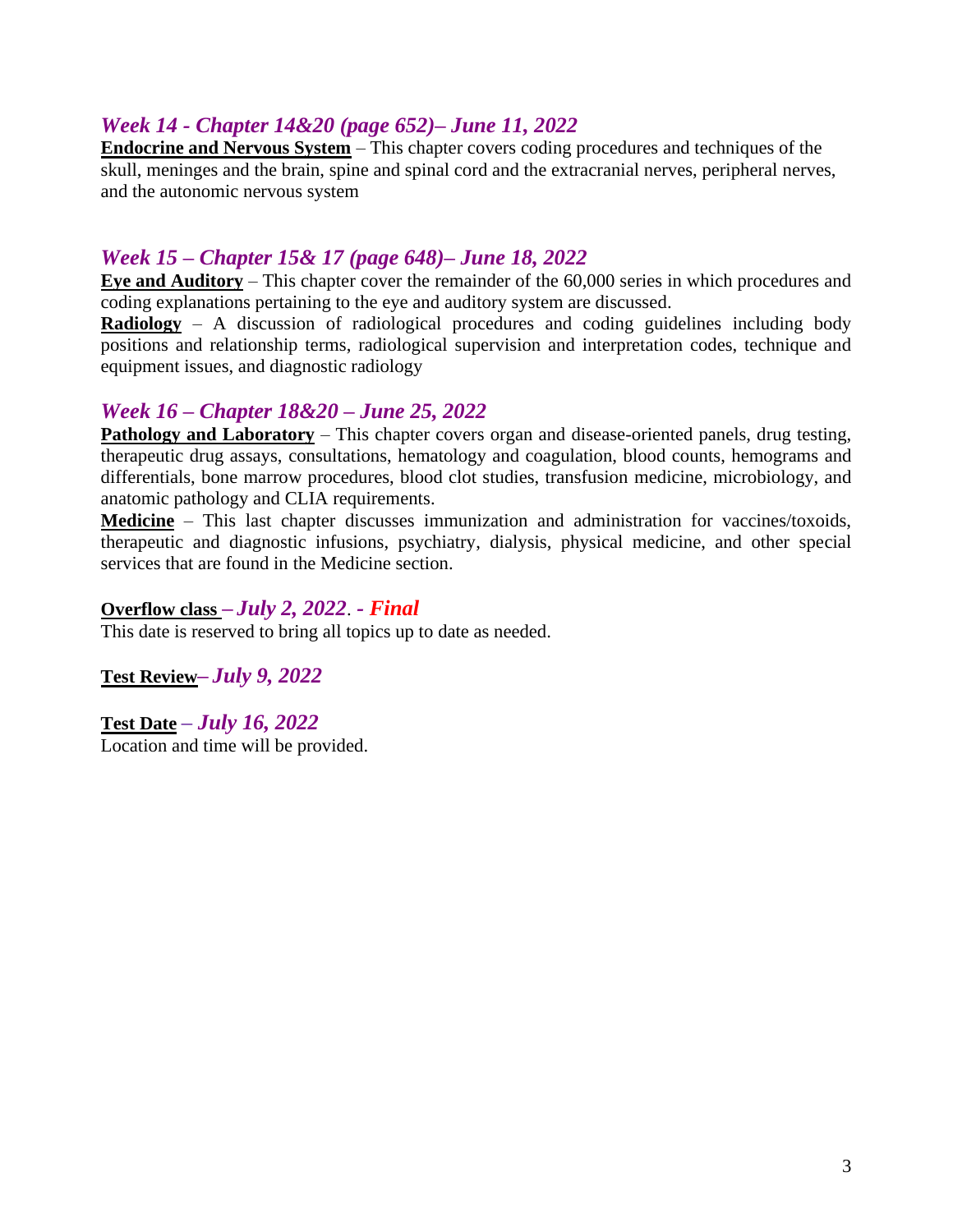### *Week 14 - Chapter 14&20 (page 652)– June 11, 2022*

**Endocrine and Nervous System** – This chapter covers coding procedures and techniques of the skull, meninges and the brain, spine and spinal cord and the extracranial nerves, peripheral nerves, and the autonomic nervous system

### *Week 15 – Chapter 15& 17 (page 648)– June 18, 2022*

**Eye and Auditory** – This chapter cover the remainder of the 60,000 series in which procedures and coding explanations pertaining to the eye and auditory system are discussed.

**Radiology** – A discussion of radiological procedures and coding guidelines including body positions and relationship terms, radiological supervision and interpretation codes, technique and equipment issues, and diagnostic radiology

### *Week 16 – Chapter 18&20 – June 25, 2022*

**Pathology and Laboratory** – This chapter covers organ and disease-oriented panels, drug testing, therapeutic drug assays, consultations, hematology and coagulation, blood counts, hemograms and differentials, bone marrow procedures, blood clot studies, transfusion medicine, microbiology, and anatomic pathology and CLIA requirements.

**Medicine** – This last chapter discusses immunization and administration for vaccines/toxoids, therapeutic and diagnostic infusions, psychiatry, dialysis, physical medicine, and other special services that are found in the Medicine section.

**Overflow class** – ***July 2, 2022***. - ***Final***

This date is reserved to bring all topics up to date as needed.

**Test Review**– ***July 9, 2022***

**Test Date** – ***July 16, 2022***

Location and time will be provided.